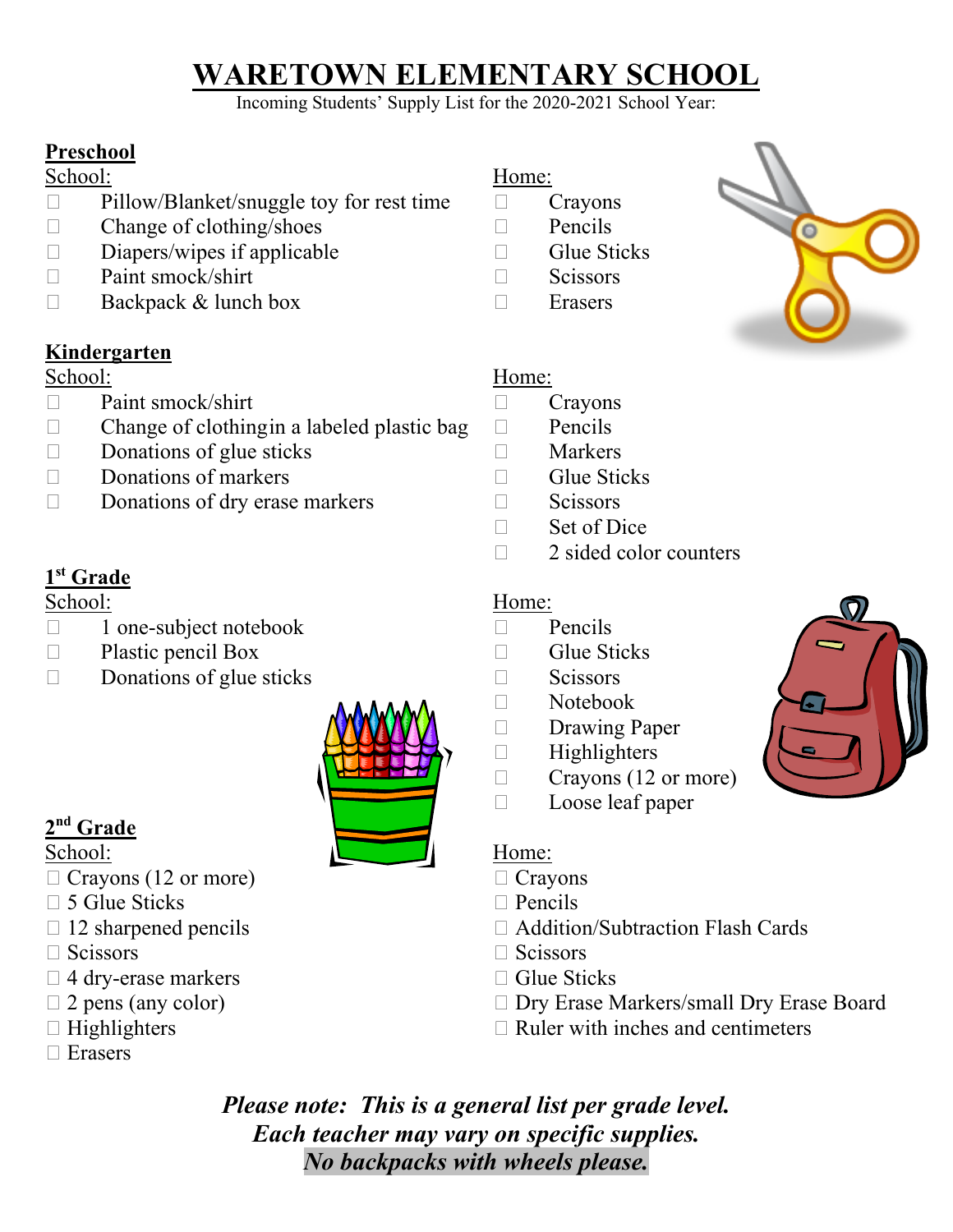# WARETOWN ELEMENTARY SCHOOL

Incoming Students' Supply List for the 2020-2021 School Year:

## Preschool

School:

- ☐ Pillow/Blanket/snuggle toy for rest time
- ☐ Change of clothing/shoes
- ☐ Diapers/wipes if applicable
- ☐ Paint smock/shirt
- ☐ Backpack & lunch box

Home:

- ☐ Crayons
- ☐ Pencils
- ☐ Glue Sticks
- ☐ Scissors
- ☐ Erasers

## Kindergarten

School:

- ☐ Paint smock/shirt
- ☐ Change of clothingin a labeled plastic bag
- ☐ Donations of glue sticks
- ☐ Donations of markers
- ☐ Donations of dry erase markers

Home:

- ☐ Crayons
- ☐ Pencils
- ☐ Markers
- ☐ Glue Sticks
- ☐ Scissors
- ☐ Set of Dice
- ☐ 2 sided color counters

## 1st Grade

School:

- ☐ 1 one-subject notebook
- ☐ Plastic pencil Box
- ☐ Donations of glue sticks

Home:

- ☐ Pencils
- ☐ Glue Sticks
- ☐ Scissors
- ☐ Notebook
- ☐ Drawing Paper
- ☐ Highlighters
- ☐ Crayons (12 or more)
- ☐ Loose leaf paper

## 2nd Grade

School:

- ☐ Crayons (12 or more)
- ☐ 5 Glue Sticks
- ☐ 12 sharpened pencils
- ☐ Scissors
- ☐ 4 dry-erase markers
- ☐ 2 pens (any color)
- ☐ Highlighters
- ☐ Erasers

Home:

- ☐ Crayons
- ☐ Pencils
- ☐ Addition/Subtraction Flash Cards
- ☐ Scissors
- ☐ Glue Sticks
- ☐ Dry Erase Markers/small Dry Erase Board
- ☐ Ruler with inches and centimeters

***Please note: This is a general list per grade level.***
***Each teacher may vary on specific supplies.***
***No backpacks with wheels please.***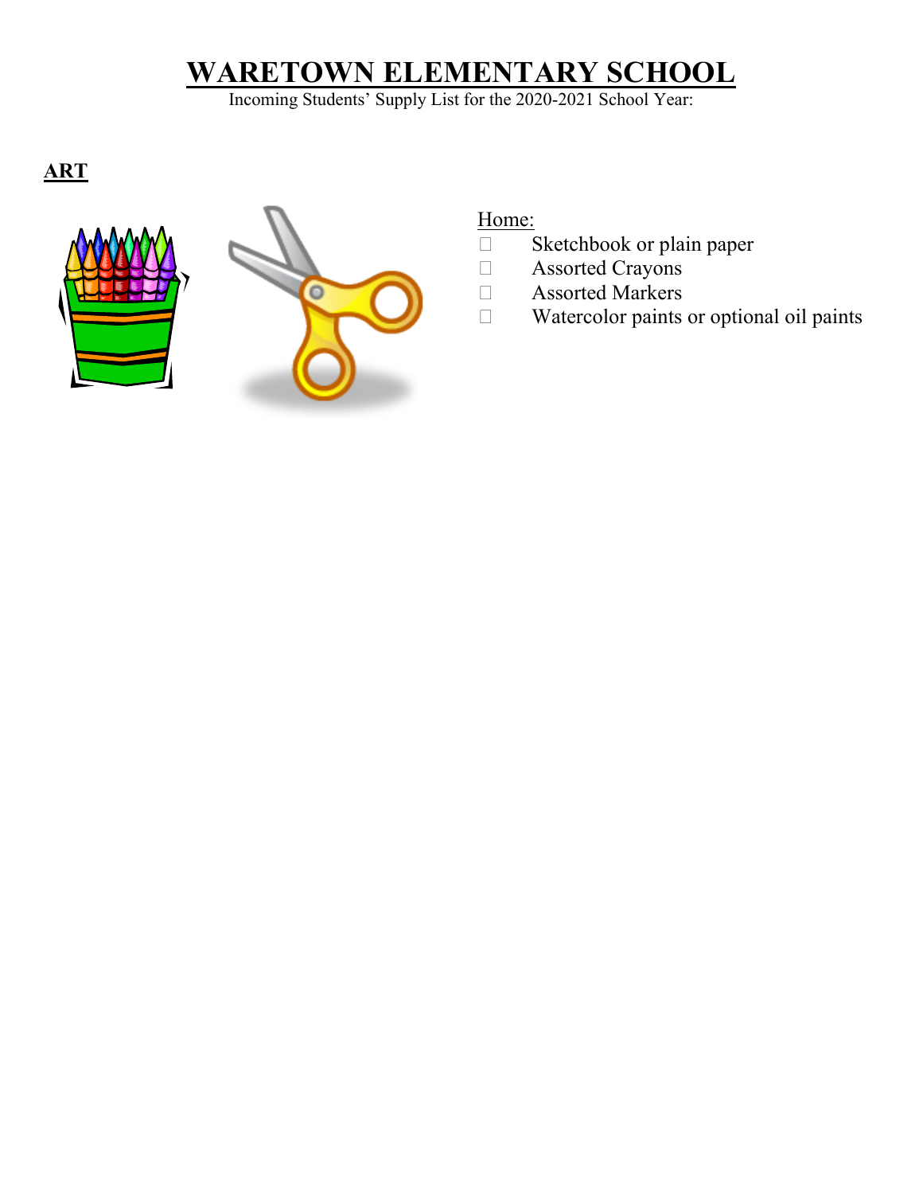# WARETOWN ELEMENTARY SCHOOL

Incoming Students' Supply List for the 2020-2021 School Year:

## ART

Home:

- ☐ Sketchbook or plain paper
- ☐ Assorted Crayons
- ☐ Assorted Markers
- ☐ Watercolor paints or optional oil paints